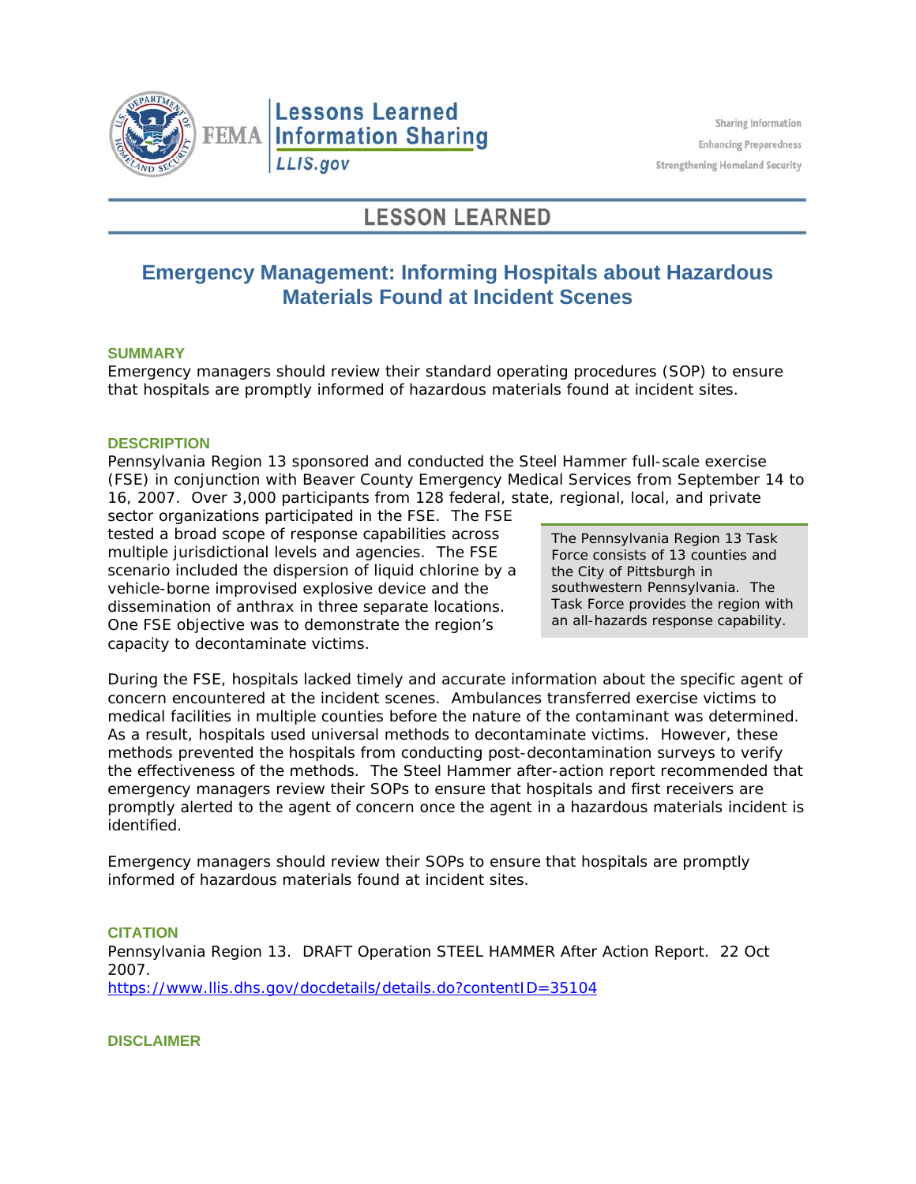Lessons Learned Information Sharing

LLIS.gov

Sharing Information
Enhancing Preparedness
Strengthening Homeland Security

# LESSON LEARNED

## Emergency Management: Informing Hospitals about Hazardous Materials Found at Incident Scenes

### SUMMARY

Emergency managers should review their standard operating procedures (SOP) to ensure that hospitals are promptly informed of hazardous materials found at incident sites.

### DESCRIPTION

Pennsylvania Region 13 sponsored and conducted the Steel Hammer full-scale exercise (FSE) in conjunction with Beaver County Emergency Medical Services from September 14 to 16, 2007. Over 3,000 participants from 128 federal, state, regional, local, and private sector organizations participated in the FSE. The FSE tested a broad scope of response capabilities across multiple jurisdictional levels and agencies. The FSE scenario included the dispersion of liquid chlorine by a vehicle-borne improvised explosive device and the dissemination of anthrax in three separate locations. One FSE objective was to demonstrate the region's capacity to decontaminate victims.

> The Pennsylvania Region 13 Task Force consists of 13 counties and the City of Pittsburgh in southwestern Pennsylvania. The Task Force provides the region with an all-hazards response capability.

During the FSE, hospitals lacked timely and accurate information about the specific agent of concern encountered at the incident scenes. Ambulances transferred exercise victims to medical facilities in multiple counties before the nature of the contaminant was determined. As a result, hospitals used universal methods to decontaminate victims. However, these methods prevented the hospitals from conducting post-decontamination surveys to verify the effectiveness of the methods. The Steel Hammer after-action report recommended that emergency managers review their SOPs to ensure that hospitals and first receivers are promptly alerted to the agent of concern once the agent in a hazardous materials incident is identified.

Emergency managers should review their SOPs to ensure that hospitals are promptly informed of hazardous materials found at incident sites.

### CITATION

Pennsylvania Region 13. DRAFT Operation STEEL HAMMER After Action Report. 22 Oct 2007.
https://www.llis.dhs.gov/docdetails/details.do?contentID=35104

### DISCLAIMER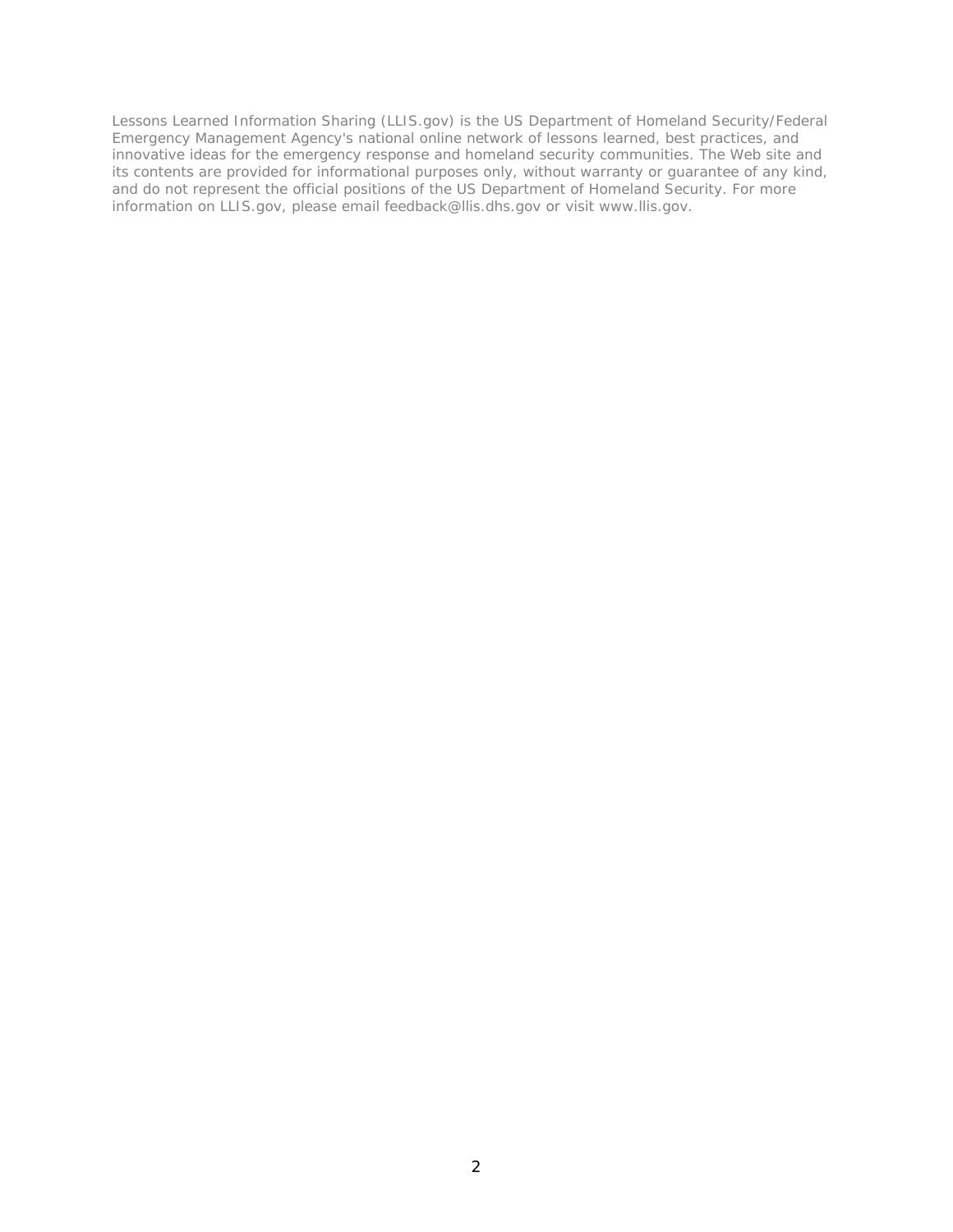Lessons Learned Information Sharing (LLIS.gov) is the US Department of Homeland Security/Federal Emergency Management Agency's national online network of lessons learned, best practices, and innovative ideas for the emergency response and homeland security communities. The Web site and its contents are provided for informational purposes only, without warranty or guarantee of any kind, and do not represent the official positions of the US Department of Homeland Security. For more information on LLIS.gov, please email feedback@llis.dhs.gov or visit www.llis.gov.